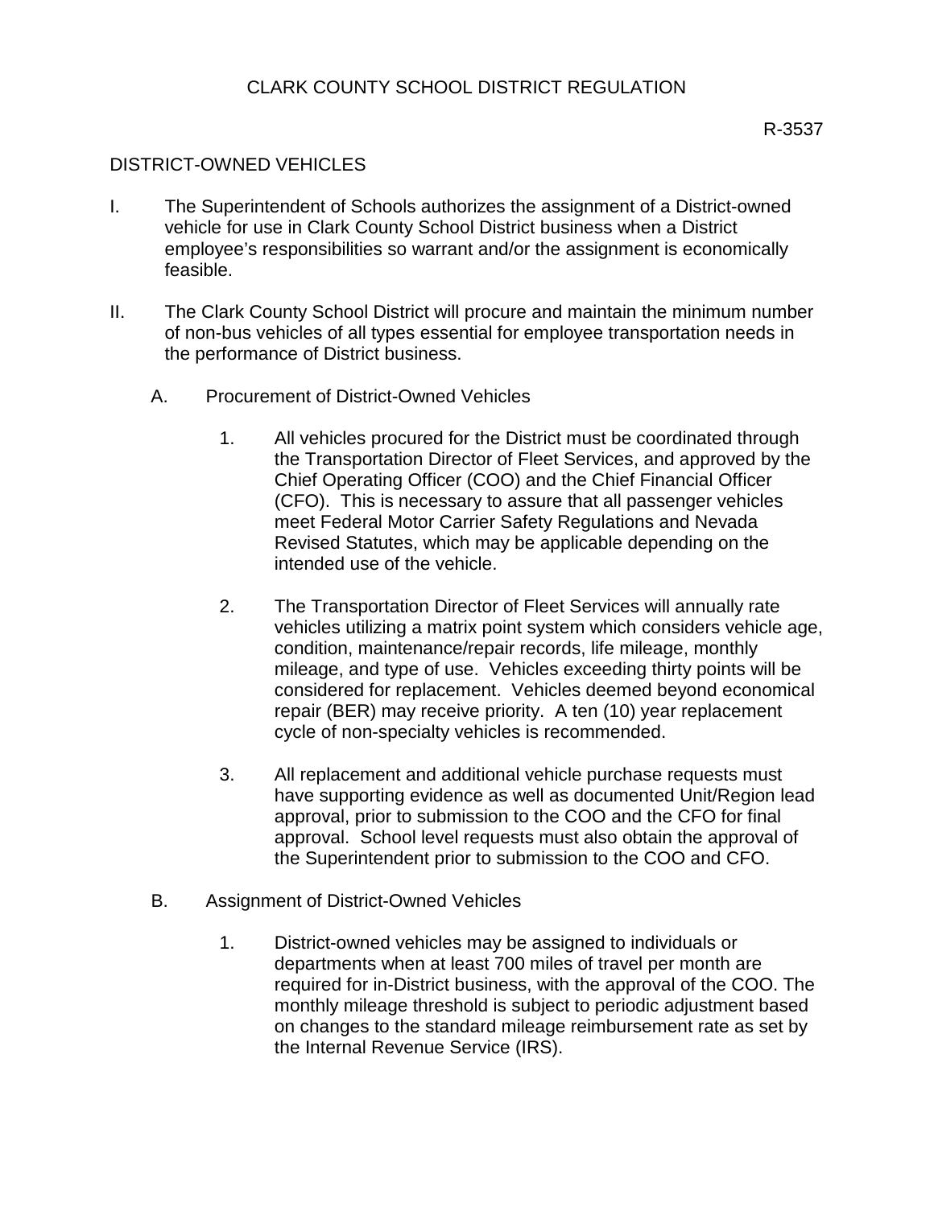# CLARK COUNTY SCHOOL DISTRICT REGULATION

R-3537

## DISTRICT-OWNED VEHICLES

I. The Superintendent of Schools authorizes the assignment of a District-owned vehicle for use in Clark County School District business when a District employee's responsibilities so warrant and/or the assignment is economically feasible.

II. The Clark County School District will procure and maintain the minimum number of non-bus vehicles of all types essential for employee transportation needs in the performance of District business.

   A. Procurement of District-Owned Vehicles

      1. All vehicles procured for the District must be coordinated through the Transportation Director of Fleet Services, and approved by the Chief Operating Officer (COO) and the Chief Financial Officer (CFO). This is necessary to assure that all passenger vehicles meet Federal Motor Carrier Safety Regulations and Nevada Revised Statutes, which may be applicable depending on the intended use of the vehicle.

      2. The Transportation Director of Fleet Services will annually rate vehicles utilizing a matrix point system which considers vehicle age, condition, maintenance/repair records, life mileage, monthly mileage, and type of use. Vehicles exceeding thirty points will be considered for replacement. Vehicles deemed beyond economical repair (BER) may receive priority. A ten (10) year replacement cycle of non-specialty vehicles is recommended.

      3. All replacement and additional vehicle purchase requests must have supporting evidence as well as documented Unit/Region lead approval, prior to submission to the COO and the CFO for final approval. School level requests must also obtain the approval of the Superintendent prior to submission to the COO and CFO.

   B. Assignment of District-Owned Vehicles

      1. District-owned vehicles may be assigned to individuals or departments when at least 700 miles of travel per month are required for in-District business, with the approval of the COO. The monthly mileage threshold is subject to periodic adjustment based on changes to the standard mileage reimbursement rate as set by the Internal Revenue Service (IRS).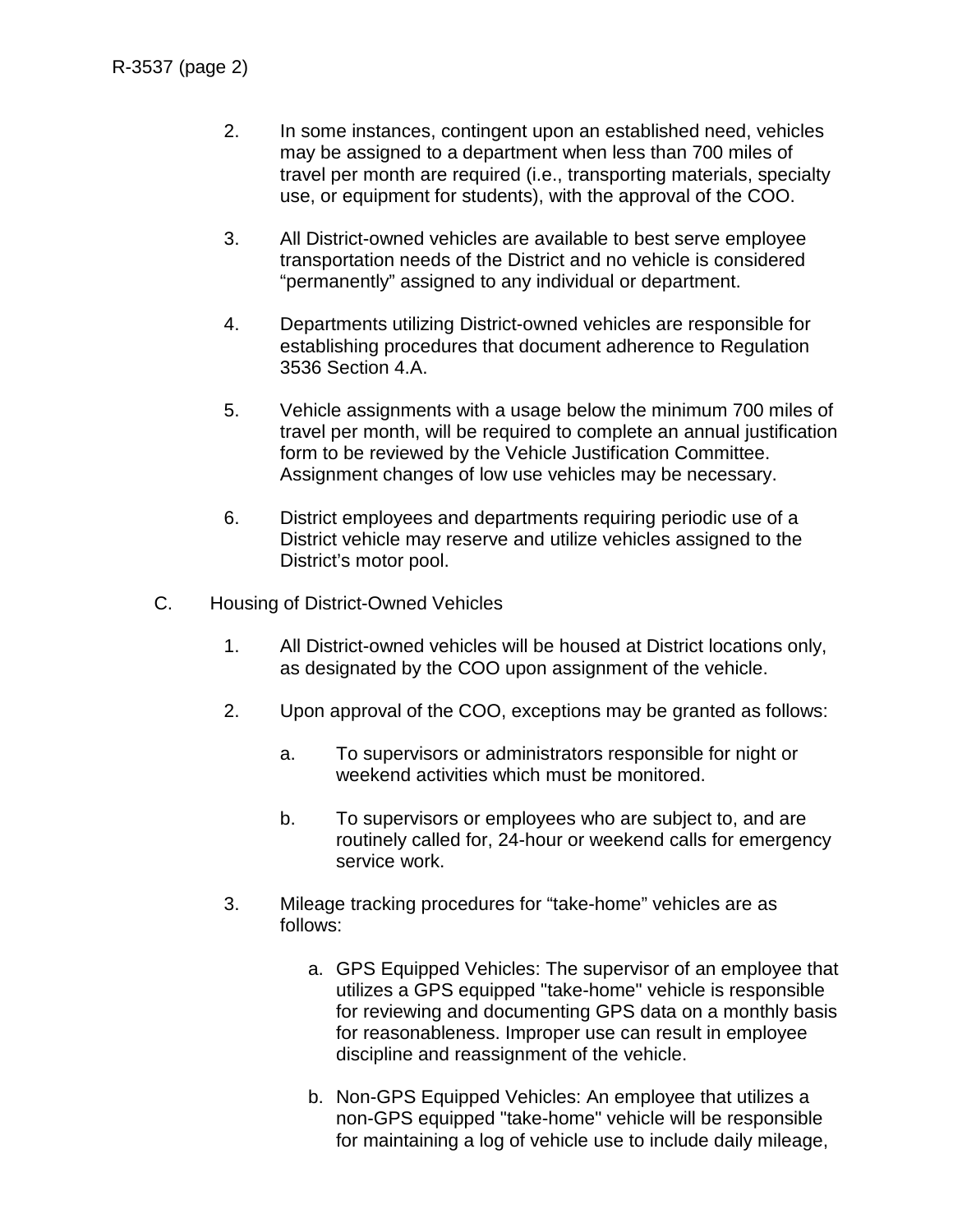2. In some instances, contingent upon an established need, vehicles may be assigned to a department when less than 700 miles of travel per month are required (i.e., transporting materials, specialty use, or equipment for students), with the approval of the COO.

3. All District-owned vehicles are available to best serve employee transportation needs of the District and no vehicle is considered “permanently” assigned to any individual or department.

4. Departments utilizing District-owned vehicles are responsible for establishing procedures that document adherence to Regulation 3536 Section 4.A.

5. Vehicle assignments with a usage below the minimum 700 miles of travel per month, will be required to complete an annual justification form to be reviewed by the Vehicle Justification Committee. Assignment changes of low use vehicles may be necessary.

6. District employees and departments requiring periodic use of a District vehicle may reserve and utilize vehicles assigned to the District’s motor pool.

C. Housing of District-Owned Vehicles

1. All District-owned vehicles will be housed at District locations only, as designated by the COO upon assignment of the vehicle.

2. Upon approval of the COO, exceptions may be granted as follows:

    a. To supervisors or administrators responsible for night or weekend activities which must be monitored.

    b. To supervisors or employees who are subject to, and are routinely called for, 24-hour or weekend calls for emergency service work.

3. Mileage tracking procedures for “take-home” vehicles are as follows:

    a. GPS Equipped Vehicles: The supervisor of an employee that utilizes a GPS equipped "take-home" vehicle is responsible for reviewing and documenting GPS data on a monthly basis for reasonableness. Improper use can result in employee discipline and reassignment of the vehicle.

    b. Non-GPS Equipped Vehicles: An employee that utilizes a non-GPS equipped "take-home" vehicle will be responsible for maintaining a log of vehicle use to include daily mileage,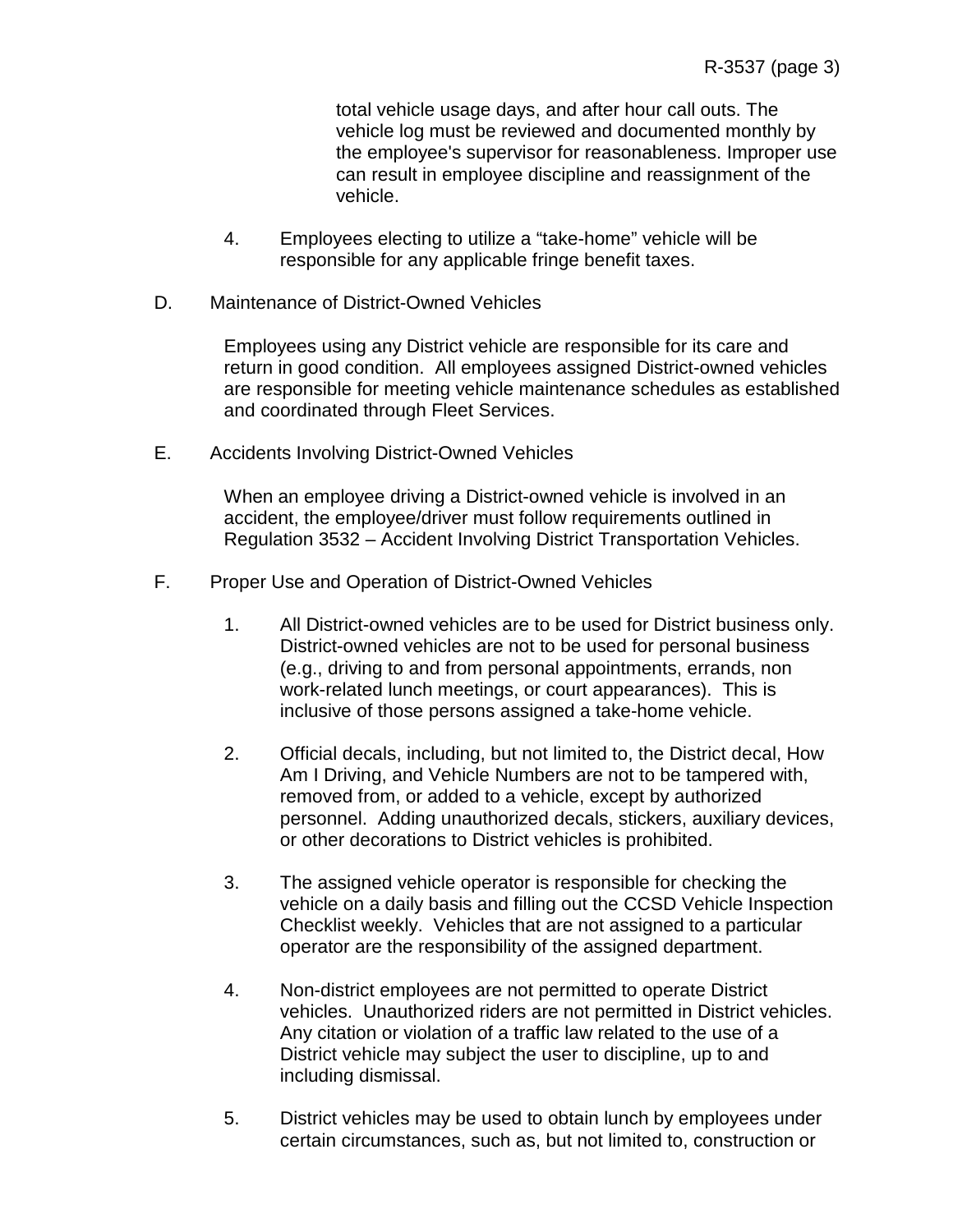total vehicle usage days, and after hour call outs. The vehicle log must be reviewed and documented monthly by the employee's supervisor for reasonableness. Improper use can result in employee discipline and reassignment of the vehicle.

4. Employees electing to utilize a “take-home” vehicle will be responsible for any applicable fringe benefit taxes.

D. Maintenance of District-Owned Vehicles

Employees using any District vehicle are responsible for its care and return in good condition. All employees assigned District-owned vehicles are responsible for meeting vehicle maintenance schedules as established and coordinated through Fleet Services.

E. Accidents Involving District-Owned Vehicles

When an employee driving a District-owned vehicle is involved in an accident, the employee/driver must follow requirements outlined in Regulation 3532 – Accident Involving District Transportation Vehicles.

F. Proper Use and Operation of District-Owned Vehicles

1. All District-owned vehicles are to be used for District business only. District-owned vehicles are not to be used for personal business (e.g., driving to and from personal appointments, errands, non work-related lunch meetings, or court appearances). This is inclusive of those persons assigned a take-home vehicle.

2. Official decals, including, but not limited to, the District decal, How Am I Driving, and Vehicle Numbers are not to be tampered with, removed from, or added to a vehicle, except by authorized personnel. Adding unauthorized decals, stickers, auxiliary devices, or other decorations to District vehicles is prohibited.

3. The assigned vehicle operator is responsible for checking the vehicle on a daily basis and filling out the CCSD Vehicle Inspection Checklist weekly. Vehicles that are not assigned to a particular operator are the responsibility of the assigned department.

4. Non-district employees are not permitted to operate District vehicles. Unauthorized riders are not permitted in District vehicles. Any citation or violation of a traffic law related to the use of a District vehicle may subject the user to discipline, up to and including dismissal.

5. District vehicles may be used to obtain lunch by employees under certain circumstances, such as, but not limited to, construction or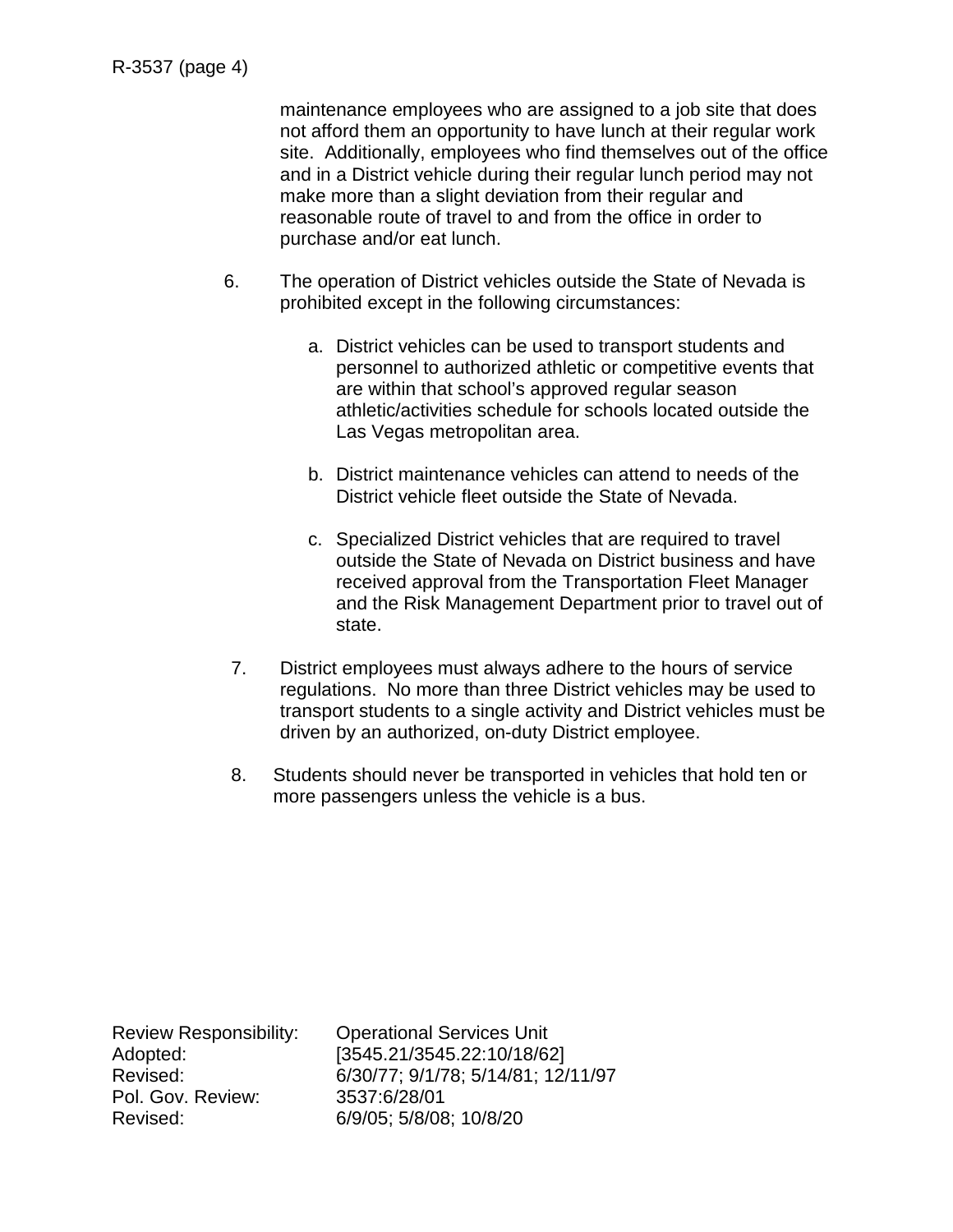maintenance employees who are assigned to a job site that does not afford them an opportunity to have lunch at their regular work site. Additionally, employees who find themselves out of the office and in a District vehicle during their regular lunch period may not make more than a slight deviation from their regular and reasonable route of travel to and from the office in order to purchase and/or eat lunch.

6. The operation of District vehicles outside the State of Nevada is prohibited except in the following circumstances:

   a. District vehicles can be used to transport students and personnel to authorized athletic or competitive events that are within that school's approved regular season athletic/activities schedule for schools located outside the Las Vegas metropolitan area.

   b. District maintenance vehicles can attend to needs of the District vehicle fleet outside the State of Nevada.

   c. Specialized District vehicles that are required to travel outside the State of Nevada on District business and have received approval from the Transportation Fleet Manager and the Risk Management Department prior to travel out of state.

7. District employees must always adhere to the hours of service regulations. No more than three District vehicles may be used to transport students to a single activity and District vehicles must be driven by an authorized, on-duty District employee.

8. Students should never be transported in vehicles that hold ten or more passengers unless the vehicle is a bus.

| | |
|---|---|
| Review Responsibility: | Operational Services Unit |
| Adopted: | [3545.21/3545.22:10/18/62] |
| Revised: | 6/30/77; 9/1/78; 5/14/81; 12/11/97 |
| Pol. Gov. Review: | 3537:6/28/01 |
| Revised: | 6/9/05; 5/8/08; 10/8/20 |